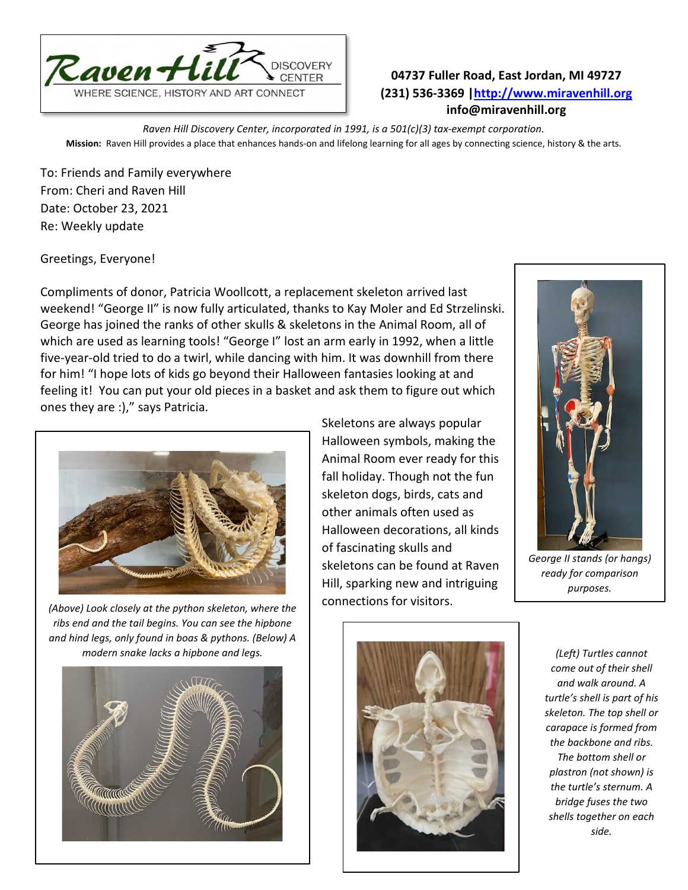**Raven Hill DISCOVERY CENTER**
WHERE SCIENCE, HISTORY AND ART CONNECT

**04737 Fuller Road, East Jordan, MI 49727**
**(231) 536-3369 | [http://www.miravenhill.org](http://www.miravenhill.org)**
**info@miravenhill.org**

*Raven Hill Discovery Center, incorporated in 1991, is a 501(c)(3) tax-exempt corporation.*
**Mission:** Raven Hill provides a place that enhances hands-on and lifelong learning for all ages by connecting science, history & the arts.

To: Friends and Family everywhere
From: Cheri and Raven Hill
Date: October 23, 2021
Re: Weekly update

Greetings, Everyone!

Compliments of donor, Patricia Woollcott, a replacement skeleton arrived last weekend! "George II" is now fully articulated, thanks to Kay Moler and Ed Strzelinski. George has joined the ranks of other skulls & skeletons in the Animal Room, all of which are used as learning tools! "George I" lost an arm early in 1992, when a little five-year-old tried to do a twirl, while dancing with him. It was downhill from there for him! "I hope lots of kids go beyond their Halloween fantasies looking at and feeling it! You can put your old pieces in a basket and ask them to figure out which ones they are :)," says Patricia.

*George II stands (or hangs) ready for comparison purposes.*

Skeletons are always popular Halloween symbols, making the Animal Room ever ready for this fall holiday. Though not the fun skeleton dogs, birds, cats and other animals often used as Halloween decorations, all kinds of fascinating skulls and skeletons can be found at Raven Hill, sparking new and intriguing connections for visitors.

*(Above) Look closely at the python skeleton, where the ribs end and the tail begins. You can see the hipbone and hind legs, only found in boas & pythons. (Below) A modern snake lacks a hipbone and legs.*

*(Left) Turtles cannot come out of their shell and walk around. A turtle's shell is part of his skeleton. The top shell or carapace is formed from the backbone and ribs. The bottom shell or plastron (not shown) is the turtle's sternum. A bridge fuses the two shells together on each side.*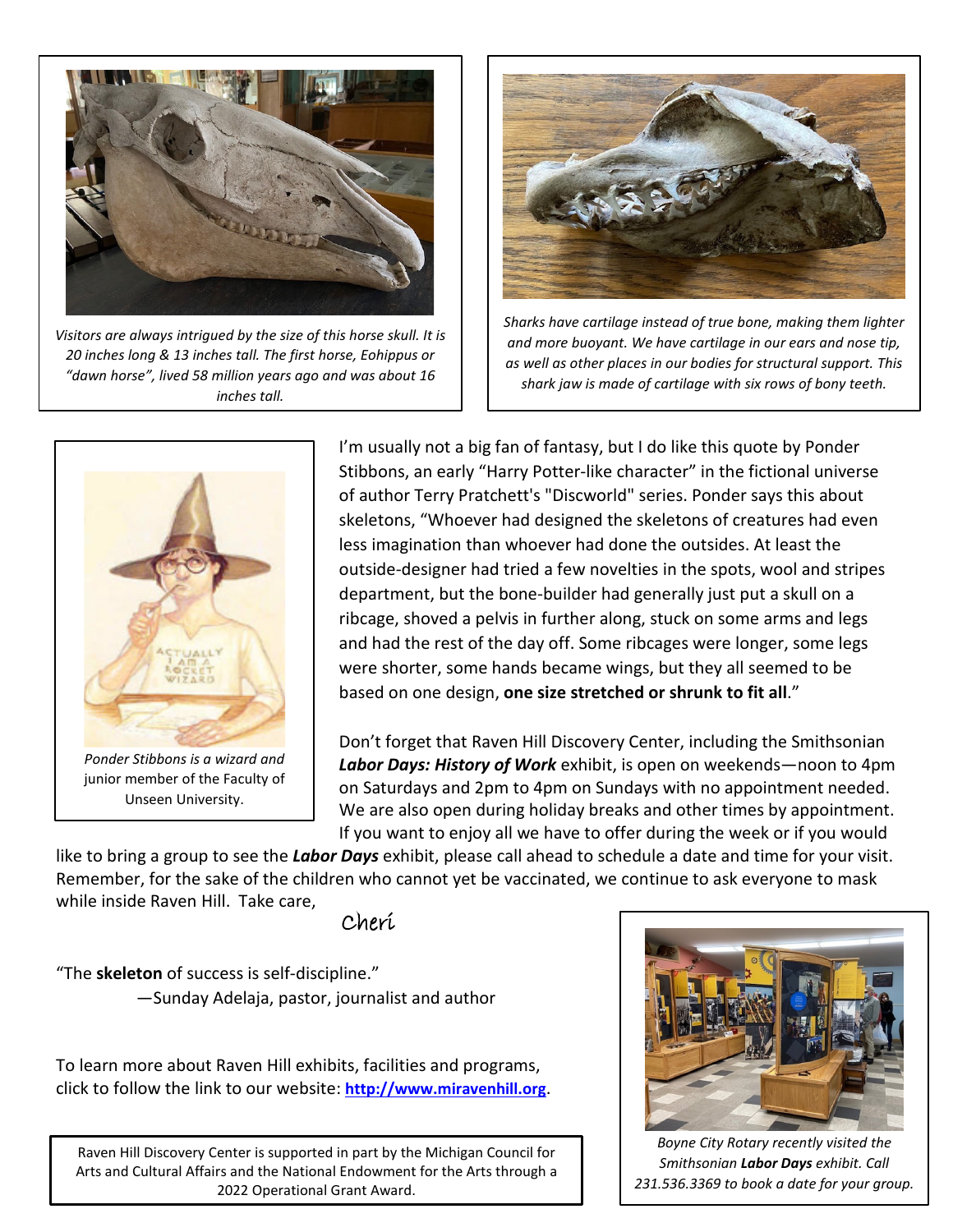Visitors are always intrigued by the size of this horse skull. It is 20 inches long & 13 inches tall. The first horse, Eohippus or "dawn horse", lived 58 million years ago and was about 16 inches tall.

Sharks have cartilage instead of true bone, making them lighter and more buoyant. We have cartilage in our ears and nose tip, as well as other places in our bodies for structural support. This shark jaw is made of cartilage with six rows of bony teeth.

Ponder Stibbons is a wizard and junior member of the Faculty of Unseen University.

I'm usually not a big fan of fantasy, but I do like this quote by Ponder Stibbons, an early "Harry Potter-like character" in the fictional universe of author Terry Pratchett's "Discworld" series. Ponder says this about skeletons, "Whoever had designed the skeletons of creatures had even less imagination than whoever had done the outsides. At least the outside-designer had tried a few novelties in the spots, wool and stripes department, but the bone-builder had generally just put a skull on a ribcage, shoved a pelvis in further along, stuck on some arms and legs and had the rest of the day off. Some ribcages were longer, some legs were shorter, some hands became wings, but they all seemed to be based on one design, **one size stretched or shrunk to fit all**."

Don't forget that Raven Hill Discovery Center, including the Smithsonian ***Labor Days: History of Work*** exhibit, is open on weekends—noon to 4pm on Saturdays and 2pm to 4pm on Sundays with no appointment needed. We are also open during holiday breaks and other times by appointment. If you want to enjoy all we have to offer during the week or if you would like to bring a group to see the ***Labor Days*** exhibit, please call ahead to schedule a date and time for your visit. Remember, for the sake of the children who cannot yet be vaccinated, we continue to ask everyone to mask while inside Raven Hill. Take care,

Cherí

"The **skeleton** of success is self-discipline."

—Sunday Adelaja, pastor, journalist and author

To learn more about Raven Hill exhibits, facilities and programs, click to follow the link to our website: **http://www.miravenhill.org**.

Raven Hill Discovery Center is supported in part by the Michigan Council for Arts and Cultural Affairs and the National Endowment for the Arts through a 2022 Operational Grant Award.

*Boyne City Rotary recently visited the Smithsonian **Labor Days** exhibit. Call 231.536.3369 to book a date for your group.*